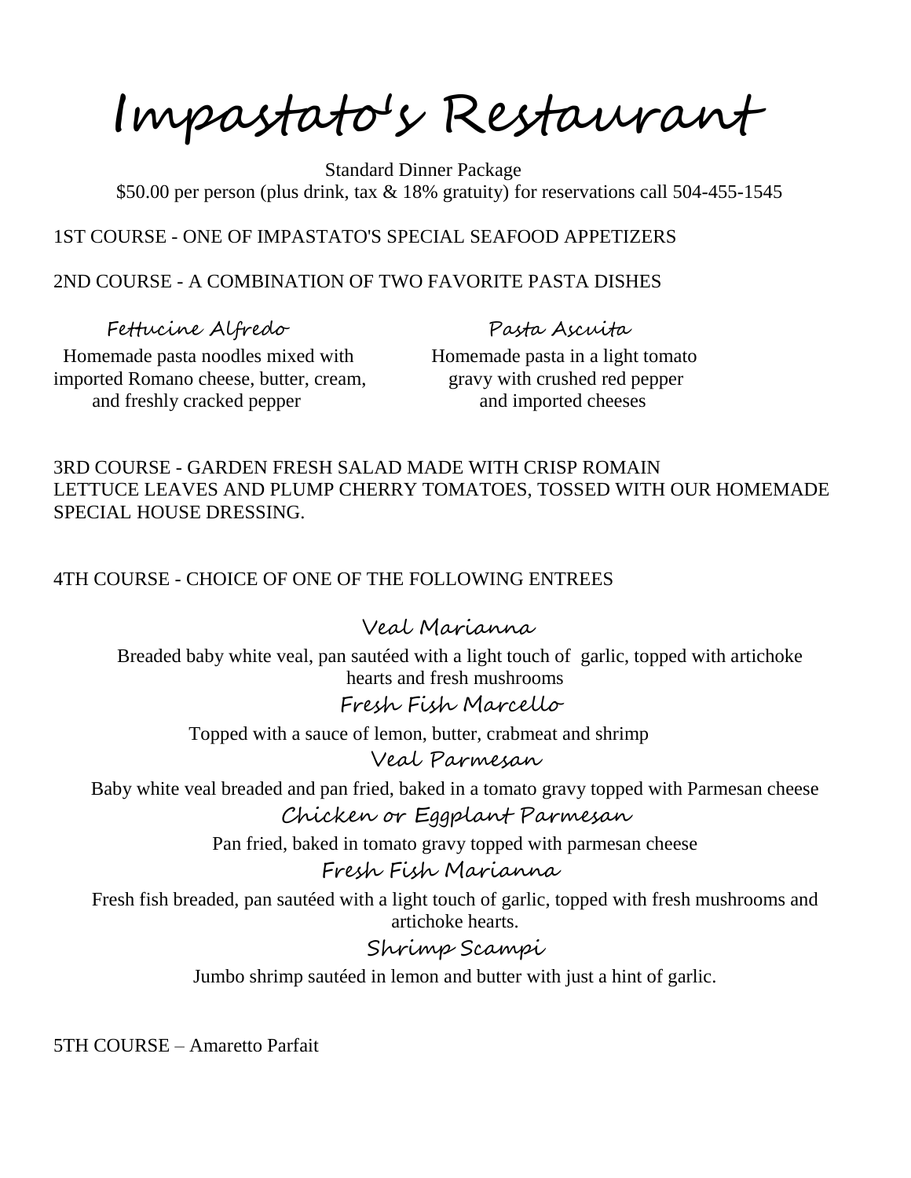# Impastato's Restaurant

Standard Dinner Package

$50.00 per person (plus drink, tax & 18% gratuity) for reservations call 504-455-1545

1ST COURSE - ONE OF IMPASTATO'S SPECIAL SEAFOOD APPETIZERS

2ND COURSE - A COMBINATION OF TWO FAVORITE PASTA DISHES

### Fettucine Alfredo

Homemade pasta noodles mixed with imported Romano cheese, butter, cream, and freshly cracked pepper

### Pasta Ascuita

Homemade pasta in a light tomato gravy with crushed red pepper and imported cheeses

3RD COURSE - GARDEN FRESH SALAD MADE WITH CRISP ROMAIN LETTUCE LEAVES AND PLUMP CHERRY TOMATOES, TOSSED WITH OUR HOMEMADE SPECIAL HOUSE DRESSING.

4TH COURSE - CHOICE OF ONE OF THE FOLLOWING ENTREES

### Veal Marianna

Breaded baby white veal, pan sautéed with a light touch of garlic, topped with artichoke hearts and fresh mushrooms

### Fresh Fish Marcello

Topped with a sauce of lemon, butter, crabmeat and shrimp

### Veal Parmesan

Baby white veal breaded and pan fried, baked in a tomato gravy topped with Parmesan cheese

### Chicken or Eggplant Parmesan

Pan fried, baked in tomato gravy topped with parmesan cheese

### Fresh Fish Marianna

Fresh fish breaded, pan sautéed with a light touch of garlic, topped with fresh mushrooms and artichoke hearts.

### Shrimp Scampi

Jumbo shrimp sautéed in lemon and butter with just a hint of garlic.

5TH COURSE – Amaretto Parfait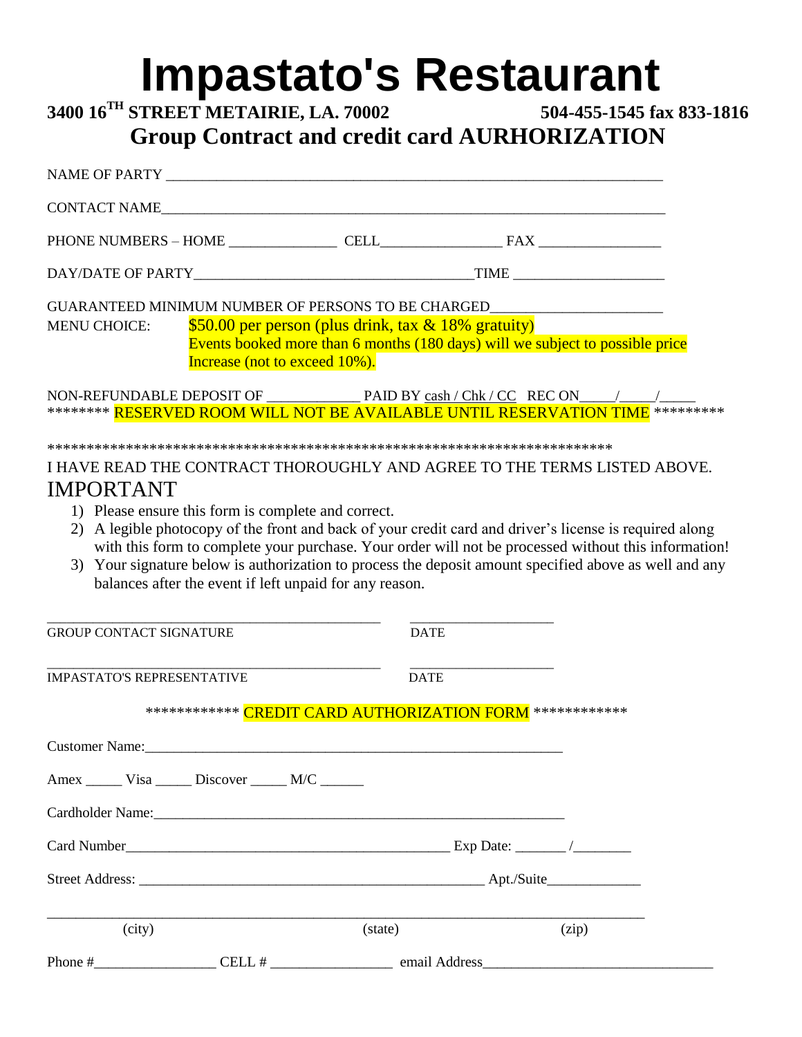# Impastato's Restaurant

**3400 16TH STREET METAIRIE, LA. 70002** **504-455-1545 fax 833-1816**

## Group Contract and credit card AURHORIZATION

NAME OF PARTY ___________________________________________________________________

CONTACT NAME___________________________________________________________________

PHONE NUMBERS – HOME ______________ CELL________________ FAX ________________

DAY/DATE OF PARTY_____________________________________TIME ____________________

GUARANTEED MINIMUM NUMBER OF PERSONS TO BE CHARGED______________________

MENU CHOICE: $50.00 per person (plus drink, tax & 18% gratuity)
Events booked more than 6 months (180 days) will we subject to possible price Increase (not to exceed 10%).

NON-REFUNDABLE DEPOSIT OF ____________ PAID BY cash / Chk / CC REC ON_____/_____/_____

******** RESERVED ROOM WILL NOT BE AVAILABLE UNTIL RESERVATION TIME *********

*************************************************************************

I HAVE READ THE CONTRACT THOROUGHLY AND AGREE TO THE TERMS LISTED ABOVE.

## IMPORTANT

1) Please ensure this form is complete and correct.
2) A legible photocopy of the front and back of your credit card and driver's license is required along with this form to complete your purchase. Your order will not be processed without this information!
3) Your signature below is authorization to process the deposit amount specified above as well and any balances after the event if left unpaid for any reason.

_____________________________________________ ____________________

GROUP CONTACT SIGNATURE DATE

_____________________________________________ ____________________

IMPASTATO'S REPRESENTATIVE DATE

************ CREDIT CARD AUTHORIZATION FORM ************

Customer Name:_______________________________________________________

Amex _____ Visa _____ Discover _____ M/C ______

Cardholder Name:______________________________________________________

Card Number____________________________________________ Exp Date: _______ /________

Street Address: _______________________________________________ Apt./Suite_____________

_________________________________________________________________________________

(city) (state) (zip)

Phone #_________________ CELL # ________________ email Address_______________________________